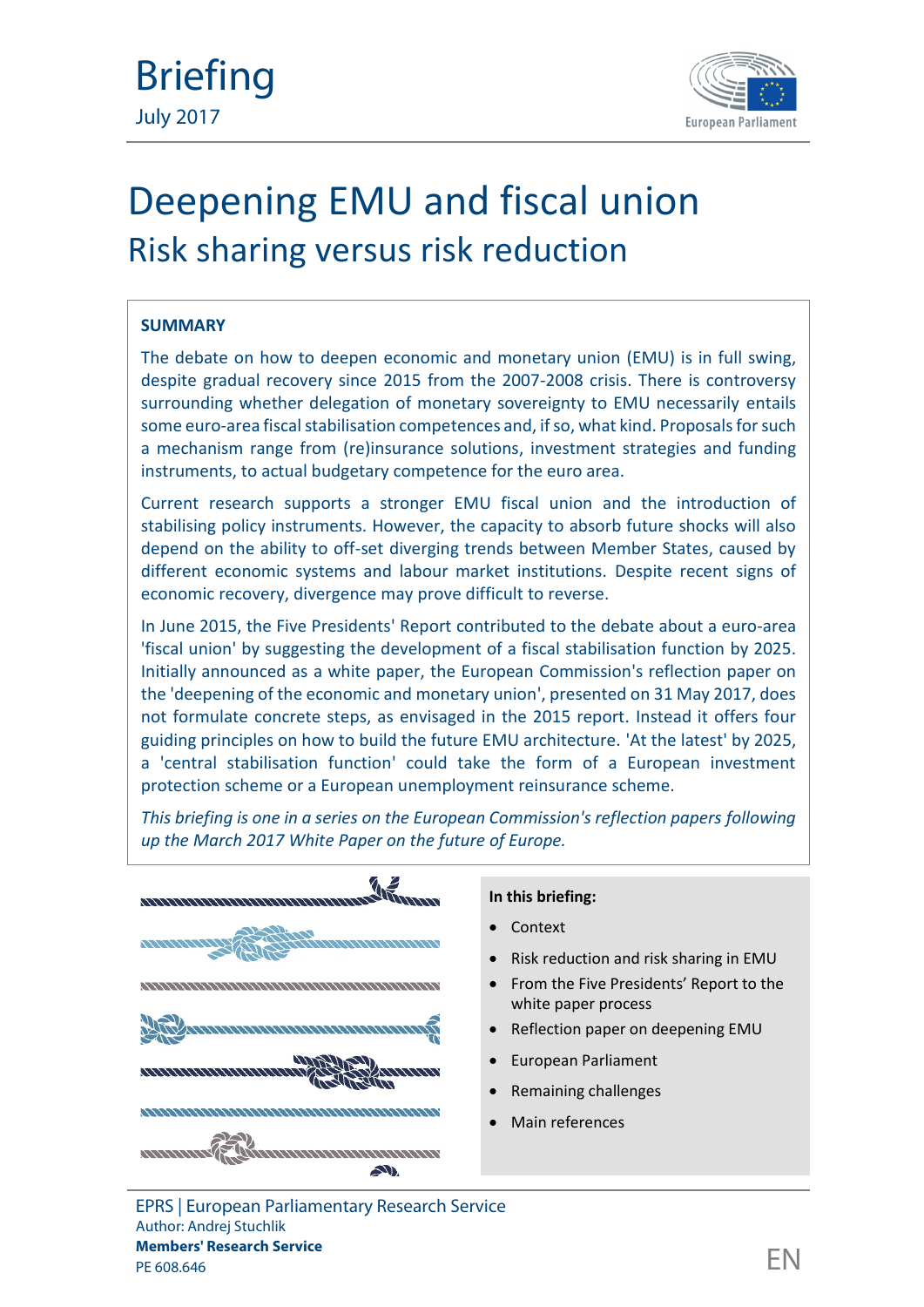Briefing

July 2017

# Deepening EMU and fiscal union

## Risk sharing versus risk reduction

**SUMMARY**

The debate on how to deepen economic and monetary union (EMU) is in full swing, despite gradual recovery since 2015 from the 2007-2008 crisis. There is controversy surrounding whether delegation of monetary sovereignty to EMU necessarily entails some euro-area fiscal stabilisation competences and, if so, what kind. Proposals for such a mechanism range from (re)insurance solutions, investment strategies and funding instruments, to actual budgetary competence for the euro area.

Current research supports a stronger EMU fiscal union and the introduction of stabilising policy instruments. However, the capacity to absorb future shocks will also depend on the ability to off-set diverging trends between Member States, caused by different economic systems and labour market institutions. Despite recent signs of economic recovery, divergence may prove difficult to reverse.

In June 2015, the Five Presidents' Report contributed to the debate about a euro-area 'fiscal union' by suggesting the development of a fiscal stabilisation function by 2025. Initially announced as a white paper, the European Commission's reflection paper on the 'deepening of the economic and monetary union', presented on 31 May 2017, does not formulate concrete steps, as envisaged in the 2015 report. Instead it offers four guiding principles on how to build the future EMU architecture. 'At the latest' by 2025, a 'central stabilisation function' could take the form of a European investment protection scheme or a European unemployment reinsurance scheme.

*This briefing is one in a series on the European Commission's reflection papers following up the March 2017 White Paper on the future of Europe.*

**In this briefing:**

- Context
- Risk reduction and risk sharing in EMU
- From the Five Presidents' Report to the white paper process
- Reflection paper on deepening EMU
- European Parliament
- Remaining challenges
- Main references

EPRS | European Parliamentary Research Service

Author: Andrej Stuchlik

**Members' Research Service**

PE 608.646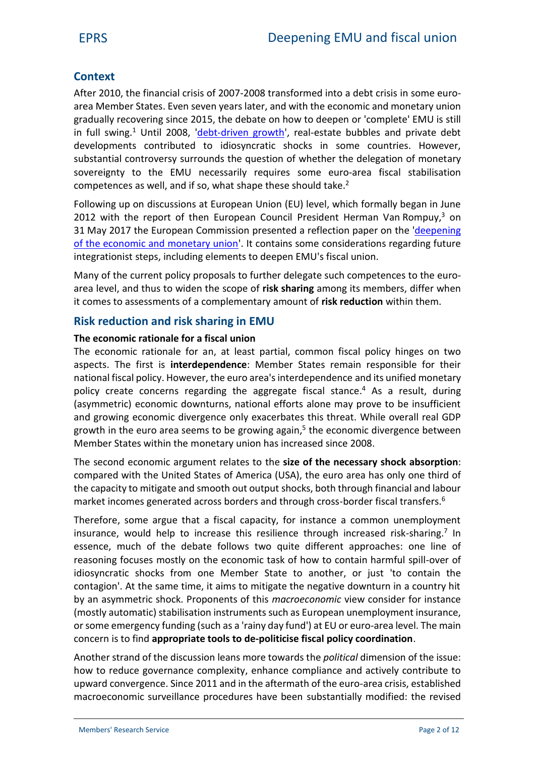## Context

After 2010, the financial crisis of 2007-2008 transformed into a debt crisis in some euro-area Member States. Even seven years later, and with the economic and monetary union gradually recovering since 2015, the debate on how to deepen or 'complete' EMU is still in full swing.[1] Until 2008, 'debt-driven growth', real-estate bubbles and private debt developments contributed to idiosyncratic shocks in some countries. However, substantial controversy surrounds the question of whether the delegation of monetary sovereignty to the EMU necessarily requires some euro-area fiscal stabilisation competences as well, and if so, what shape these should take.[2]

Following up on discussions at European Union (EU) level, which formally began in June 2012 with the report of then European Council President Herman Van Rompuy,[3] on 31 May 2017 the European Commission presented a reflection paper on the 'deepening of the economic and monetary union'. It contains some considerations regarding future integrationist steps, including elements to deepen EMU's fiscal union.

Many of the current policy proposals to further delegate such competences to the euro-area level, and thus to widen the scope of **risk sharing** among its members, differ when it comes to assessments of a complementary amount of **risk reduction** within them.

## Risk reduction and risk sharing in EMU

### The economic rationale for a fiscal union

The economic rationale for an, at least partial, common fiscal policy hinges on two aspects. The first is **interdependence**: Member States remain responsible for their national fiscal policy. However, the euro area's interdependence and its unified monetary policy create concerns regarding the aggregate fiscal stance.[4] As a result, during (asymmetric) economic downturns, national efforts alone may prove to be insufficient and growing economic divergence only exacerbates this threat. While overall real GDP growth in the euro area seems to be growing again,[5] the economic divergence between Member States within the monetary union has increased since 2008.

The second economic argument relates to the **size of the necessary shock absorption**: compared with the United States of America (USA), the euro area has only one third of the capacity to mitigate and smooth out output shocks, both through financial and labour market incomes generated across borders and through cross-border fiscal transfers.[6]

Therefore, some argue that a fiscal capacity, for instance a common unemployment insurance, would help to increase this resilience through increased risk-sharing.[7] In essence, much of the debate follows two quite different approaches: one line of reasoning focuses mostly on the economic task of how to contain harmful spill-over of idiosyncratic shocks from one Member State to another, or just 'to contain the contagion'. At the same time, it aims to mitigate the negative downturn in a country hit by an asymmetric shock. Proponents of this *macroeconomic* view consider for instance (mostly automatic) stabilisation instruments such as European unemployment insurance, or some emergency funding (such as a 'rainy day fund') at EU or euro-area level. The main concern is to find **appropriate tools to de-politicise fiscal policy coordination**.

Another strand of the discussion leans more towards the *political* dimension of the issue: how to reduce governance complexity, enhance compliance and actively contribute to upward convergence. Since 2011 and in the aftermath of the euro-area crisis, established macroeconomic surveillance procedures have been substantially modified: the revised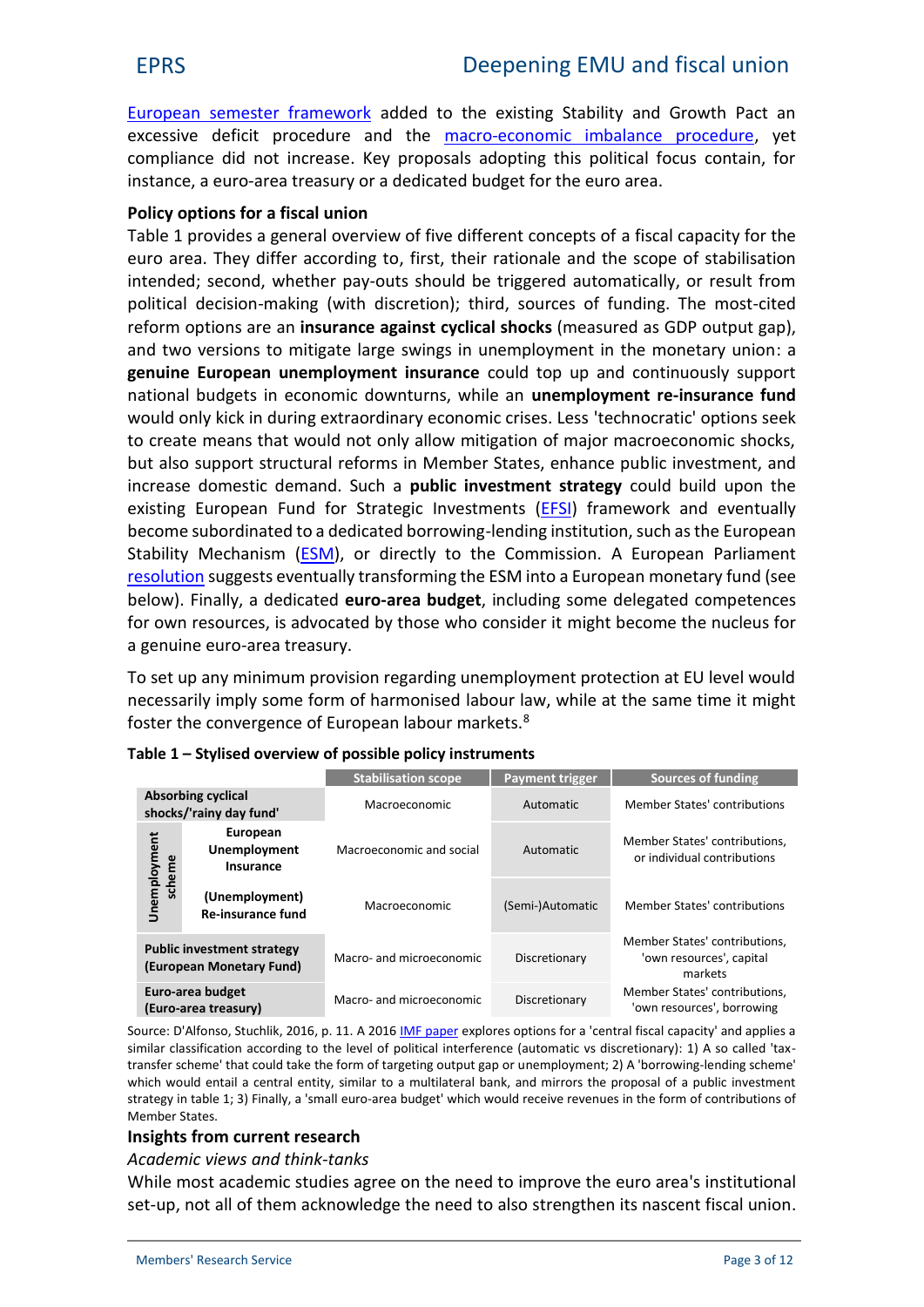European semester framework added to the existing Stability and Growth Pact an excessive deficit procedure and the macro-economic imbalance procedure, yet compliance did not increase. Key proposals adopting this political focus contain, for instance, a euro-area treasury or a dedicated budget for the euro area.

### Policy options for a fiscal union

Table 1 provides a general overview of five different concepts of a fiscal capacity for the euro area. They differ according to, first, their rationale and the scope of stabilisation intended; second, whether pay-outs should be triggered automatically, or result from political decision-making (with discretion); third, sources of funding. The most-cited reform options are an **insurance against cyclical shocks** (measured as GDP output gap), and two versions to mitigate large swings in unemployment in the monetary union: a **genuine European unemployment insurance** could top up and continuously support national budgets in economic downturns, while an **unemployment re-insurance fund** would only kick in during extraordinary economic crises. Less 'technocratic' options seek to create means that would not only allow mitigation of major macroeconomic shocks, but also support structural reforms in Member States, enhance public investment, and increase domestic demand. Such a **public investment strategy** could build upon the existing European Fund for Strategic Investments (EFSI) framework and eventually become subordinated to a dedicated borrowing-lending institution, such as the European Stability Mechanism (ESM), or directly to the Commission. A European Parliament resolution suggests eventually transforming the ESM into a European monetary fund (see below). Finally, a dedicated **euro-area budget**, including some delegated competences for own resources, is advocated by those who consider it might become the nucleus for a genuine euro-area treasury.

To set up any minimum provision regarding unemployment protection at EU level would necessarily imply some form of harmonised labour law, while at the same time it might foster the convergence of European labour markets.[8]

**Table 1 – Stylised overview of possible policy instruments**

| | | Stabilisation scope | Payment trigger | Sources of funding |
|---|---|---|---|---|
| **Absorbing cyclical shocks/'rainy day fund'** | | Macroeconomic | Automatic | Member States' contributions |
| **Unemployment scheme** | **European Unemployment Insurance** | Macroeconomic and social | Automatic | Member States' contributions, or individual contributions |
| **Unemployment scheme** | **(Unemployment) Re-insurance fund** | Macroeconomic | (Semi-)Automatic | Member States' contributions |
| **Public investment strategy (European Monetary Fund)** | | Macro- and microeconomic | Discretionary | Member States' contributions, 'own resources', capital markets |
| **Euro-area budget (Euro-area treasury)** | | Macro- and microeconomic | Discretionary | Member States' contributions, 'own resources', borrowing |

Source: D'Alfonso, Stuchlik, 2016, p. 11. A 2016 IMF paper explores options for a 'central fiscal capacity' and applies a similar classification according to the level of political interference (automatic vs discretionary): 1) A so called 'tax-transfer scheme' that could take the form of targeting output gap or unemployment; 2) A 'borrowing-lending scheme' which would entail a central entity, similar to a multilateral bank, and mirrors the proposal of a public investment strategy in table 1; 3) Finally, a 'small euro-area budget' which would receive revenues in the form of contributions of Member States.

### Insights from current research

*Academic views and think-tanks*

While most academic studies agree on the need to improve the euro area's institutional set-up, not all of them acknowledge the need to also strengthen its nascent fiscal union.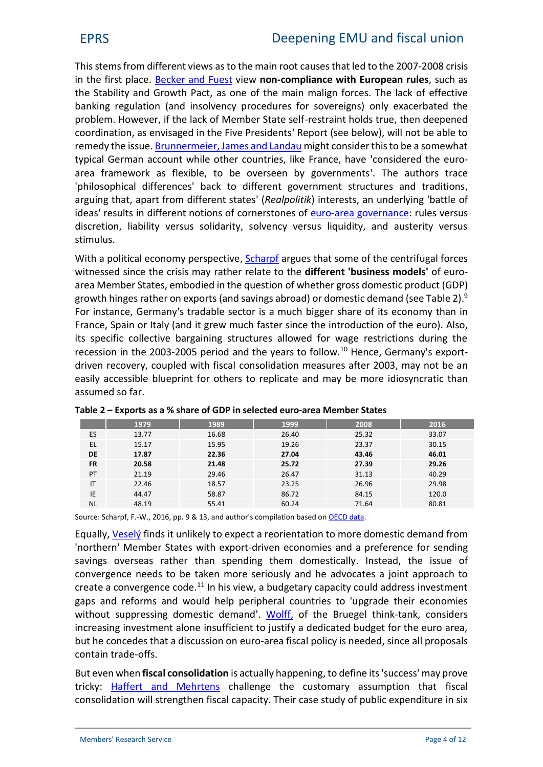This stems from different views as to the main root causes that led to the 2007-2008 crisis in the first place. Becker and Fuest view **non-compliance with European rules**, such as the Stability and Growth Pact, as one of the main malign forces. The lack of effective banking regulation (and insolvency procedures for sovereigns) only exacerbated the problem. However, if the lack of Member State self-restraint holds true, then deepened coordination, as envisaged in the Five Presidents' Report (see below), will not be able to remedy the issue. Brunnermeier, James and Landau might consider this to be a somewhat typical German account while other countries, like France, have 'considered the euro-area framework as flexible, to be overseen by governments'. The authors trace 'philosophical differences' back to different government structures and traditions, arguing that, apart from different states' (*Realpolitik*) interests, an underlying 'battle of ideas' results in different notions of cornerstones of euro-area governance: rules versus discretion, liability versus solidarity, solvency versus liquidity, and austerity versus stimulus.

With a political economy perspective, Scharpf argues that some of the centrifugal forces witnessed since the crisis may rather relate to the **different 'business models'** of euro-area Member States, embodied in the question of whether gross domestic product (GDP) growth hinges rather on exports (and savings abroad) or domestic demand (see Table 2).[9] For instance, Germany's tradable sector is a much bigger share of its economy than in France, Spain or Italy (and it grew much faster since the introduction of the euro). Also, its specific collective bargaining structures allowed for wage restrictions during the recession in the 2003-2005 period and the years to follow.[10] Hence, Germany's export-driven recovery, coupled with fiscal consolidation measures after 2003, may not be an easily accessible blueprint for others to replicate and may be more idiosyncratic than assumed so far.

**Table 2 – Exports as a % share of GDP in selected euro-area Member States**

| | 1979 | 1989 | 1999 | 2008 | 2016 |
|---|---|---|---|---|---|
| ES | 13.77 | 16.68 | 26.40 | 25.32 | 33.07 |
| EL | 15.17 | 15.95 | 19.26 | 23.37 | 30.15 |
| **DE** | **17.87** | **22.36** | **27.04** | **43.46** | **46.01** |
| **FR** | **20.58** | **21.48** | **25.72** | **27.39** | **29.26** |
| PT | 21.19 | 29.46 | 26.47 | 31.13 | 40.29 |
| IT | 22.46 | 18.57 | 23.25 | 26.96 | 29.98 |
| IE | 44.47 | 58.87 | 86.72 | 84.15 | 120.0 |
| NL | 48.19 | 55.41 | 60.24 | 71.64 | 80.81 |

Source: Scharpf, F.-W., 2016, pp. 9 & 13, and author's compilation based on OECD data.

Equally, Veselý finds it unlikely to expect a reorientation to more domestic demand from 'northern' Member States with export-driven economies and a preference for sending savings overseas rather than spending them domestically. Instead, the issue of convergence needs to be taken more seriously and he advocates a joint approach to create a convergence code.[11] In his view, a budgetary capacity could address investment gaps and reforms and would help peripheral countries to 'upgrade their economies without suppressing domestic demand'. Wolff, of the Bruegel think-tank, considers increasing investment alone insufficient to justify a dedicated budget for the euro area, but he concedes that a discussion on euro-area fiscal policy is needed, since all proposals contain trade-offs.

But even when **fiscal consolidation** is actually happening, to define its 'success' may prove tricky: Haffert and Mehrtens challenge the customary assumption that fiscal consolidation will strengthen fiscal capacity. Their case study of public expenditure in six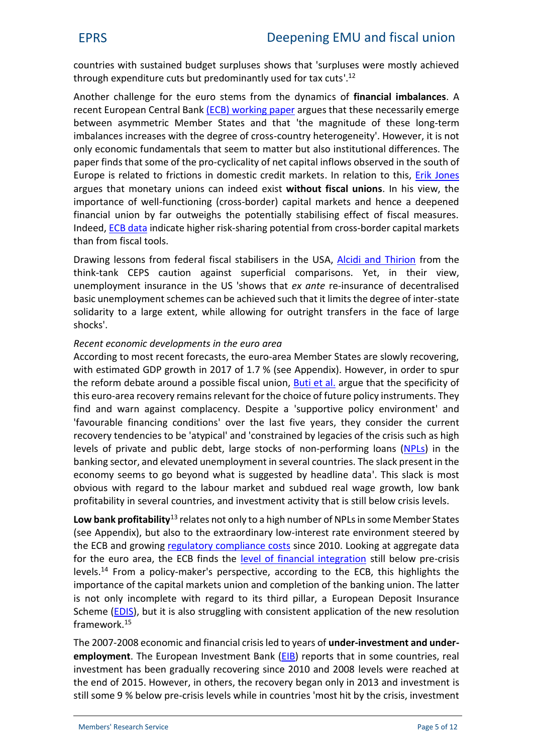countries with sustained budget surpluses shows that 'surpluses were mostly achieved through expenditure cuts but predominantly used for tax cuts'.[12]

Another challenge for the euro stems from the dynamics of **financial imbalances**. A recent European Central Bank (ECB) working paper argues that these necessarily emerge between asymmetric Member States and that 'the magnitude of these long-term imbalances increases with the degree of cross-country heterogeneity'. However, it is not only economic fundamentals that seem to matter but also institutional differences. The paper finds that some of the pro-cyclicality of net capital inflows observed in the south of Europe is related to frictions in domestic credit markets. In relation to this, Erik Jones argues that monetary unions can indeed exist **without fiscal unions**. In his view, the importance of well-functioning (cross-border) capital markets and hence a deepened financial union by far outweighs the potentially stabilising effect of fiscal measures. Indeed, ECB data indicate higher risk-sharing potential from cross-border capital markets than from fiscal tools.

Drawing lessons from federal fiscal stabilisers in the USA, Alcidi and Thirion from the think-tank CEPS caution against superficial comparisons. Yet, in their view, unemployment insurance in the US 'shows that *ex ante* re-insurance of decentralised basic unemployment schemes can be achieved such that it limits the degree of inter-state solidarity to a large extent, while allowing for outright transfers in the face of large shocks'.

*Recent economic developments in the euro area*

According to most recent forecasts, the euro-area Member States are slowly recovering, with estimated GDP growth in 2017 of 1.7 % (see Appendix). However, in order to spur the reform debate around a possible fiscal union, Buti et al. argue that the specificity of this euro-area recovery remains relevant for the choice of future policy instruments. They find and warn against complacency. Despite a 'supportive policy environment' and 'favourable financing conditions' over the last five years, they consider the current recovery tendencies to be 'atypical' and 'constrained by legacies of the crisis such as high levels of private and public debt, large stocks of non-performing loans (NPLs) in the banking sector, and elevated unemployment in several countries. The slack present in the economy seems to go beyond what is suggested by headline data'. This slack is most obvious with regard to the labour market and subdued real wage growth, low bank profitability in several countries, and investment activity that is still below crisis levels.

**Low bank profitability**[13] relates not only to a high number of NPLs in some Member States (see Appendix), but also to the extraordinary low-interest rate environment steered by the ECB and growing regulatory compliance costs since 2010. Looking at aggregate data for the euro area, the ECB finds the level of financial integration still below pre-crisis levels.[14] From a policy-maker's perspective, according to the ECB, this highlights the importance of the capital markets union and completion of the banking union. The latter is not only incomplete with regard to its third pillar, a European Deposit Insurance Scheme (EDIS), but it is also struggling with consistent application of the new resolution framework.[15]

The 2007-2008 economic and financial crisis led to years of **under-investment and under-employment**. The European Investment Bank (EIB) reports that in some countries, real investment has been gradually recovering since 2010 and 2008 levels were reached at the end of 2015. However, in others, the recovery began only in 2013 and investment is still some 9 % below pre-crisis levels while in countries 'most hit by the crisis, investment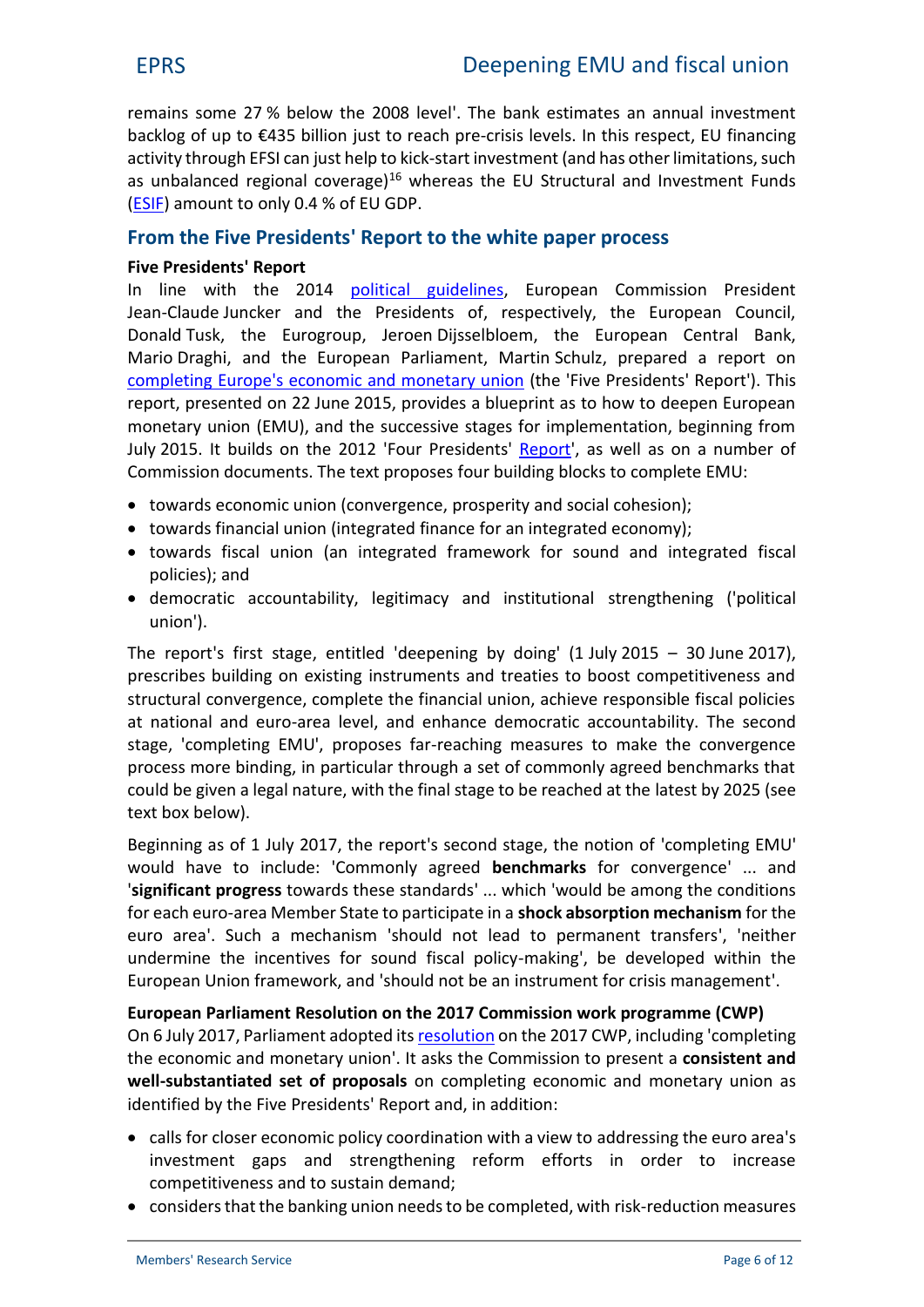remains some 27 % below the 2008 level'. The bank estimates an annual investment backlog of up to €435 billion just to reach pre-crisis levels. In this respect, EU financing activity through EFSI can just help to kick-start investment (and has other limitations, such as unbalanced regional coverage)[16] whereas the EU Structural and Investment Funds (ESIF) amount to only 0.4 % of EU GDP.

## From the Five Presidents' Report to the white paper process

### Five Presidents' Report

In line with the 2014 political guidelines, European Commission President Jean-Claude Juncker and the Presidents of, respectively, the European Council, Donald Tusk, the Eurogroup, Jeroen Dijsselbloem, the European Central Bank, Mario Draghi, and the European Parliament, Martin Schulz, prepared a report on completing Europe's economic and monetary union (the 'Five Presidents' Report'). This report, presented on 22 June 2015, provides a blueprint as to how to deepen European monetary union (EMU), and the successive stages for implementation, beginning from July 2015. It builds on the 2012 'Four Presidents' Report', as well as on a number of Commission documents. The text proposes four building blocks to complete EMU:

- towards economic union (convergence, prosperity and social cohesion);
- towards financial union (integrated finance for an integrated economy);
- towards fiscal union (an integrated framework for sound and integrated fiscal policies); and
- democratic accountability, legitimacy and institutional strengthening ('political union').

The report's first stage, entitled 'deepening by doing' (1 July 2015 – 30 June 2017), prescribes building on existing instruments and treaties to boost competitiveness and structural convergence, complete the financial union, achieve responsible fiscal policies at national and euro-area level, and enhance democratic accountability. The second stage, 'completing EMU', proposes far-reaching measures to make the convergence process more binding, in particular through a set of commonly agreed benchmarks that could be given a legal nature, with the final stage to be reached at the latest by 2025 (see text box below).

Beginning as of 1 July 2017, the report's second stage, the notion of 'completing EMU' would have to include: 'Commonly agreed **benchmarks** for convergence' ... and '**significant progress** towards these standards' ... which 'would be among the conditions for each euro-area Member State to participate in a **shock absorption mechanism** for the euro area'. Such a mechanism 'should not lead to permanent transfers', 'neither undermine the incentives for sound fiscal policy-making', be developed within the European Union framework, and 'should not be an instrument for crisis management'.

### European Parliament Resolution on the 2017 Commission work programme (CWP)

On 6 July 2017, Parliament adopted its resolution on the 2017 CWP, including 'completing the economic and monetary union'. It asks the Commission to present a **consistent and well-substantiated set of proposals** on completing economic and monetary union as identified by the Five Presidents' Report and, in addition:

- calls for closer economic policy coordination with a view to addressing the euro area's investment gaps and strengthening reform efforts in order to increase competitiveness and to sustain demand;
- considers that the banking union needs to be completed, with risk-reduction measures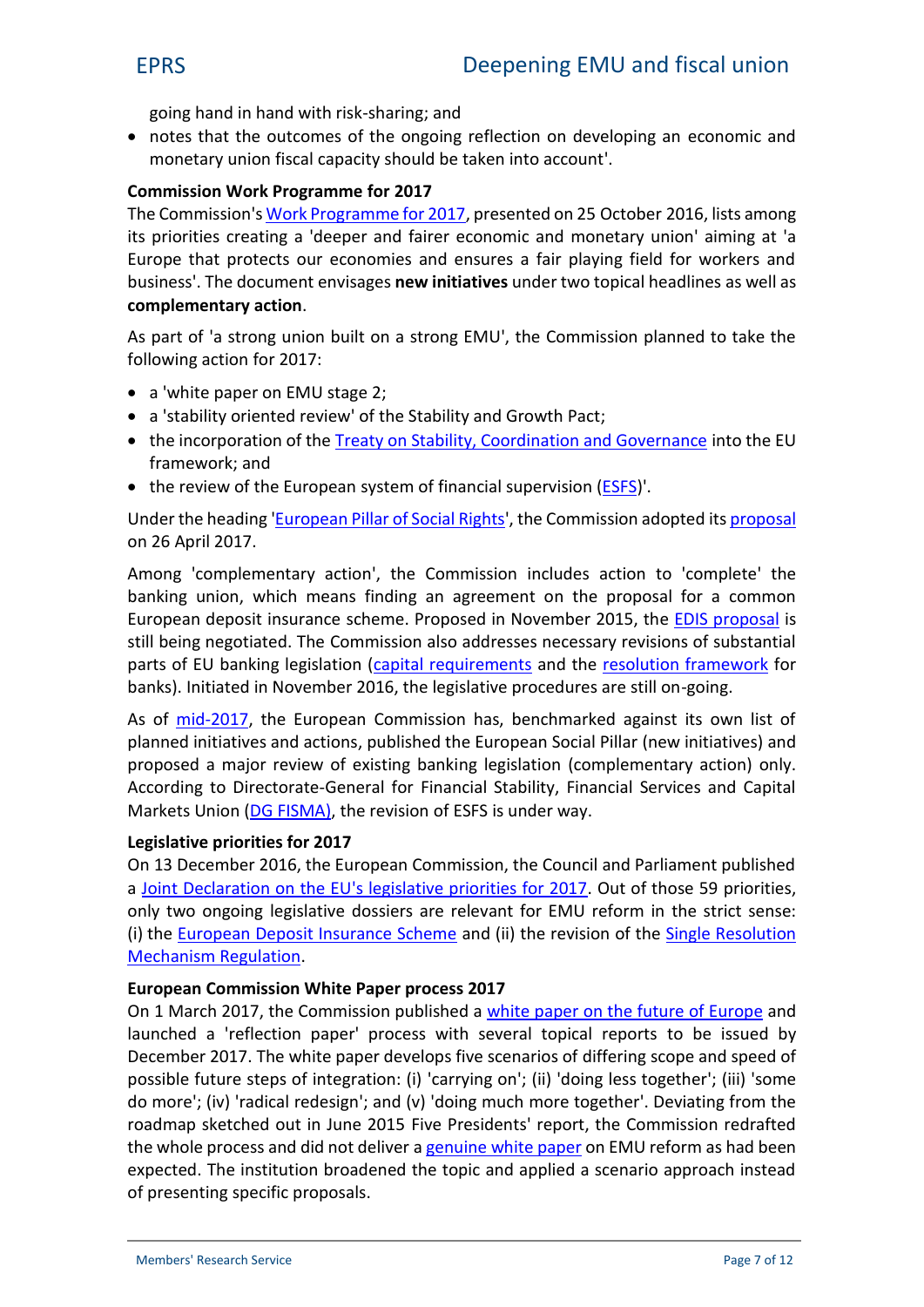going hand in hand with risk-sharing; and

- notes that the outcomes of the ongoing reflection on developing an economic and monetary union fiscal capacity should be taken into account'.

**Commission Work Programme for 2017**

The Commission's Work Programme for 2017, presented on 25 October 2016, lists among its priorities creating a 'deeper and fairer economic and monetary union' aiming at 'a Europe that protects our economies and ensures a fair playing field for workers and business'. The document envisages **new initiatives** under two topical headlines as well as **complementary action**.

As part of 'a strong union built on a strong EMU', the Commission planned to take the following action for 2017:

- a 'white paper on EMU stage 2;
- a 'stability oriented review' of the Stability and Growth Pact;
- the incorporation of the Treaty on Stability, Coordination and Governance into the EU framework; and
- the review of the European system of financial supervision (ESFS)'.

Under the heading 'European Pillar of Social Rights', the Commission adopted its proposal on 26 April 2017.

Among 'complementary action', the Commission includes action to 'complete' the banking union, which means finding an agreement on the proposal for a common European deposit insurance scheme. Proposed in November 2015, the EDIS proposal is still being negotiated. The Commission also addresses necessary revisions of substantial parts of EU banking legislation (capital requirements and the resolution framework for banks). Initiated in November 2016, the legislative procedures are still on-going.

As of mid-2017, the European Commission has, benchmarked against its own list of planned initiatives and actions, published the European Social Pillar (new initiatives) and proposed a major review of existing banking legislation (complementary action) only. According to Directorate-General for Financial Stability, Financial Services and Capital Markets Union (DG FISMA), the revision of ESFS is under way.

**Legislative priorities for 2017**

On 13 December 2016, the European Commission, the Council and Parliament published a Joint Declaration on the EU's legislative priorities for 2017. Out of those 59 priorities, only two ongoing legislative dossiers are relevant for EMU reform in the strict sense: (i) the European Deposit Insurance Scheme and (ii) the revision of the Single Resolution Mechanism Regulation.

**European Commission White Paper process 2017**

On 1 March 2017, the Commission published a white paper on the future of Europe and launched a 'reflection paper' process with several topical reports to be issued by December 2017. The white paper develops five scenarios of differing scope and speed of possible future steps of integration: (i) 'carrying on'; (ii) 'doing less together'; (iii) 'some do more'; (iv) 'radical redesign'; and (v) 'doing much more together'. Deviating from the roadmap sketched out in June 2015 Five Presidents' report, the Commission redrafted the whole process and did not deliver a genuine white paper on EMU reform as had been expected. The institution broadened the topic and applied a scenario approach instead of presenting specific proposals.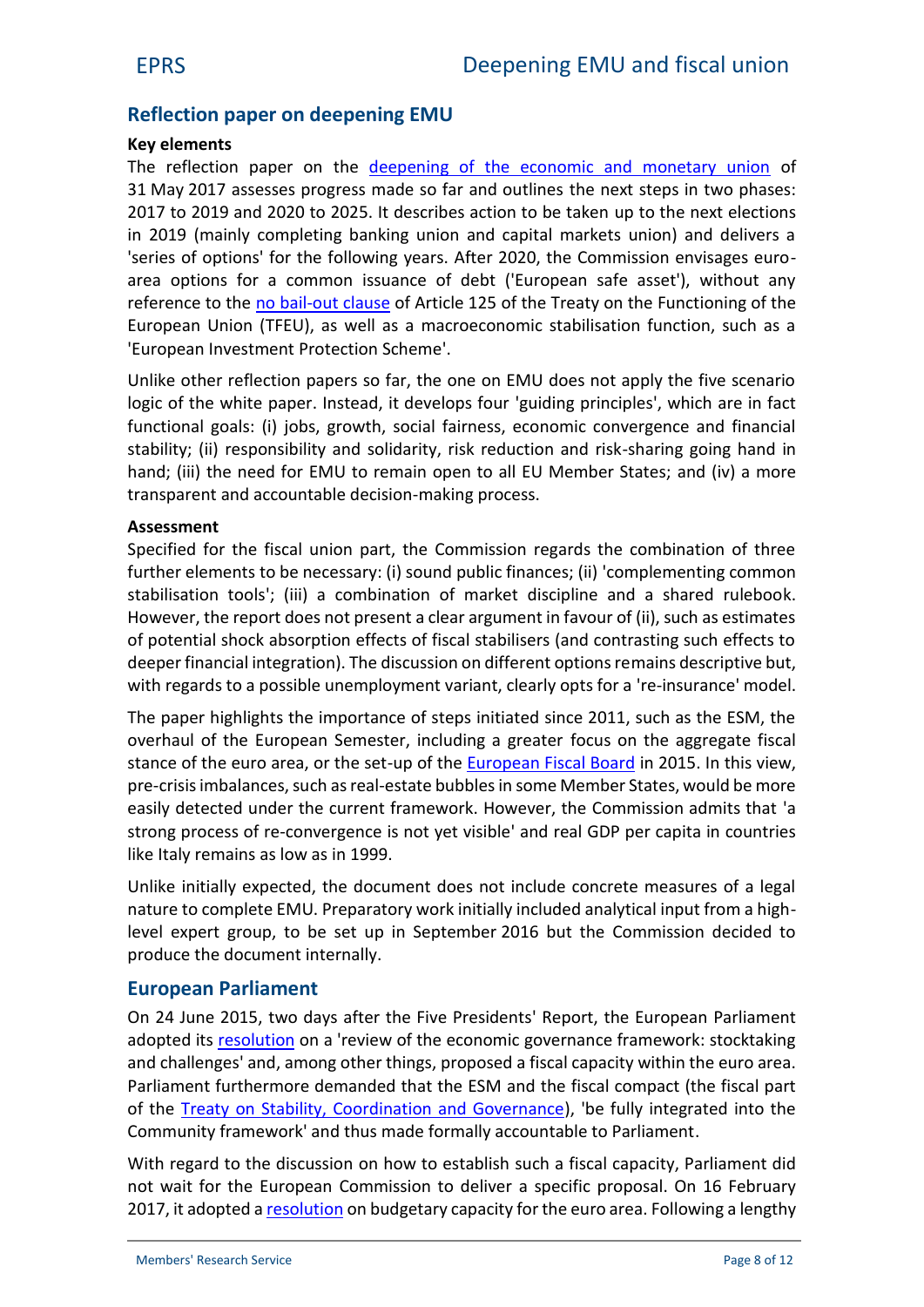## Reflection paper on deepening EMU

**Key elements**

The reflection paper on the deepening of the economic and monetary union of 31 May 2017 assesses progress made so far and outlines the next steps in two phases: 2017 to 2019 and 2020 to 2025. It describes action to be taken up to the next elections in 2019 (mainly completing banking union and capital markets union) and delivers a 'series of options' for the following years. After 2020, the Commission envisages euro-area options for a common issuance of debt ('European safe asset'), without any reference to the no bail-out clause of Article 125 of the Treaty on the Functioning of the European Union (TFEU), as well as a macroeconomic stabilisation function, such as a 'European Investment Protection Scheme'.

Unlike other reflection papers so far, the one on EMU does not apply the five scenario logic of the white paper. Instead, it develops four 'guiding principles', which are in fact functional goals: (i) jobs, growth, social fairness, economic convergence and financial stability; (ii) responsibility and solidarity, risk reduction and risk-sharing going hand in hand; (iii) the need for EMU to remain open to all EU Member States; and (iv) a more transparent and accountable decision-making process.

**Assessment**

Specified for the fiscal union part, the Commission regards the combination of three further elements to be necessary: (i) sound public finances; (ii) 'complementing common stabilisation tools'; (iii) a combination of market discipline and a shared rulebook. However, the report does not present a clear argument in favour of (ii), such as estimates of potential shock absorption effects of fiscal stabilisers (and contrasting such effects to deeper financial integration). The discussion on different options remains descriptive but, with regards to a possible unemployment variant, clearly opts for a 're-insurance' model.

The paper highlights the importance of steps initiated since 2011, such as the ESM, the overhaul of the European Semester, including a greater focus on the aggregate fiscal stance of the euro area, or the set-up of the European Fiscal Board in 2015. In this view, pre-crisis imbalances, such as real-estate bubbles in some Member States, would be more easily detected under the current framework. However, the Commission admits that 'a strong process of re-convergence is not yet visible' and real GDP per capita in countries like Italy remains as low as in 1999.

Unlike initially expected, the document does not include concrete measures of a legal nature to complete EMU. Preparatory work initially included analytical input from a high-level expert group, to be set up in September 2016 but the Commission decided to produce the document internally.

## European Parliament

On 24 June 2015, two days after the Five Presidents' Report, the European Parliament adopted its resolution on a 'review of the economic governance framework: stocktaking and challenges' and, among other things, proposed a fiscal capacity within the euro area. Parliament furthermore demanded that the ESM and the fiscal compact (the fiscal part of the Treaty on Stability, Coordination and Governance), 'be fully integrated into the Community framework' and thus made formally accountable to Parliament.

With regard to the discussion on how to establish such a fiscal capacity, Parliament did not wait for the European Commission to deliver a specific proposal. On 16 February 2017, it adopted a resolution on budgetary capacity for the euro area. Following a lengthy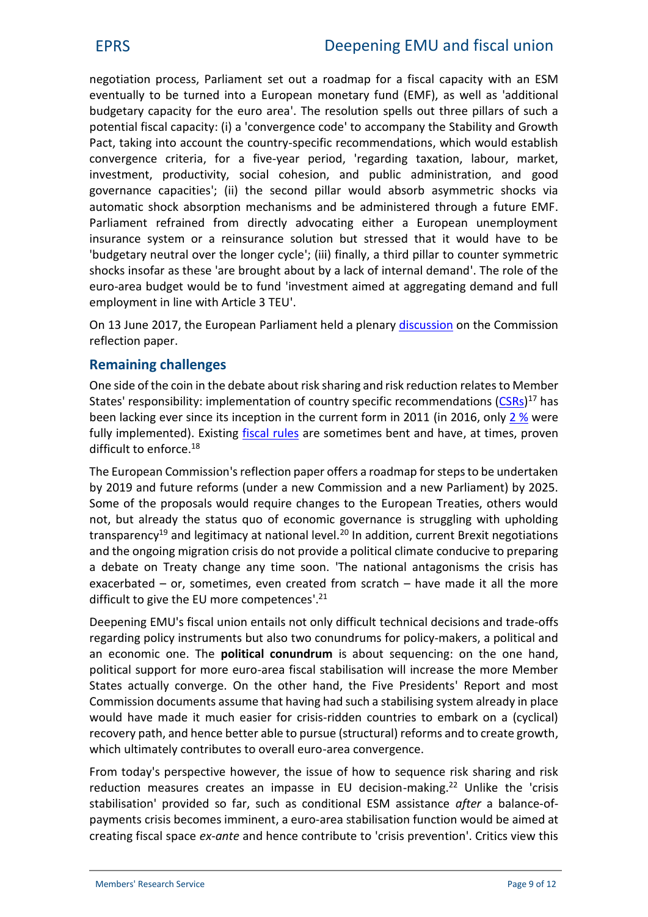negotiation process, Parliament set out a roadmap for a fiscal capacity with an ESM eventually to be turned into a European monetary fund (EMF), as well as 'additional budgetary capacity for the euro area'. The resolution spells out three pillars of such a potential fiscal capacity: (i) a 'convergence code' to accompany the Stability and Growth Pact, taking into account the country-specific recommendations, which would establish convergence criteria, for a five-year period, 'regarding taxation, labour, market, investment, productivity, social cohesion, and public administration, and good governance capacities'; (ii) the second pillar would absorb asymmetric shocks via automatic shock absorption mechanisms and be administered through a future EMF. Parliament refrained from directly advocating either a European unemployment insurance system or a reinsurance solution but stressed that it would have to be 'budgetary neutral over the longer cycle'; (iii) finally, a third pillar to counter symmetric shocks insofar as these 'are brought about by a lack of internal demand'. The role of the euro-area budget would be to fund 'investment aimed at aggregating demand and full employment in line with Article 3 TEU'.

On 13 June 2017, the European Parliament held a plenary discussion on the Commission reflection paper.

## Remaining challenges

One side of the coin in the debate about risk sharing and risk reduction relates to Member States' responsibility: implementation of country specific recommendations (CSRs)[17] has been lacking ever since its inception in the current form in 2011 (in 2016, only 2 % were fully implemented). Existing fiscal rules are sometimes bent and have, at times, proven difficult to enforce.[18]

The European Commission's reflection paper offers a roadmap for steps to be undertaken by 2019 and future reforms (under a new Commission and a new Parliament) by 2025. Some of the proposals would require changes to the European Treaties, others would not, but already the status quo of economic governance is struggling with upholding transparency[19] and legitimacy at national level.[20] In addition, current Brexit negotiations and the ongoing migration crisis do not provide a political climate conducive to preparing a debate on Treaty change any time soon. 'The national antagonisms the crisis has exacerbated – or, sometimes, even created from scratch – have made it all the more difficult to give the EU more competences'.[21]

Deepening EMU's fiscal union entails not only difficult technical decisions and trade-offs regarding policy instruments but also two conundrums for policy-makers, a political and an economic one. The **political conundrum** is about sequencing: on the one hand, political support for more euro-area fiscal stabilisation will increase the more Member States actually converge. On the other hand, the Five Presidents' Report and most Commission documents assume that having had such a stabilising system already in place would have made it much easier for crisis-ridden countries to embark on a (cyclical) recovery path, and hence better able to pursue (structural) reforms and to create growth, which ultimately contributes to overall euro-area convergence.

From today's perspective however, the issue of how to sequence risk sharing and risk reduction measures creates an impasse in EU decision-making.[22] Unlike the 'crisis stabilisation' provided so far, such as conditional ESM assistance *after* a balance-of-payments crisis becomes imminent, a euro-area stabilisation function would be aimed at creating fiscal space *ex-ante* and hence contribute to 'crisis prevention'. Critics view this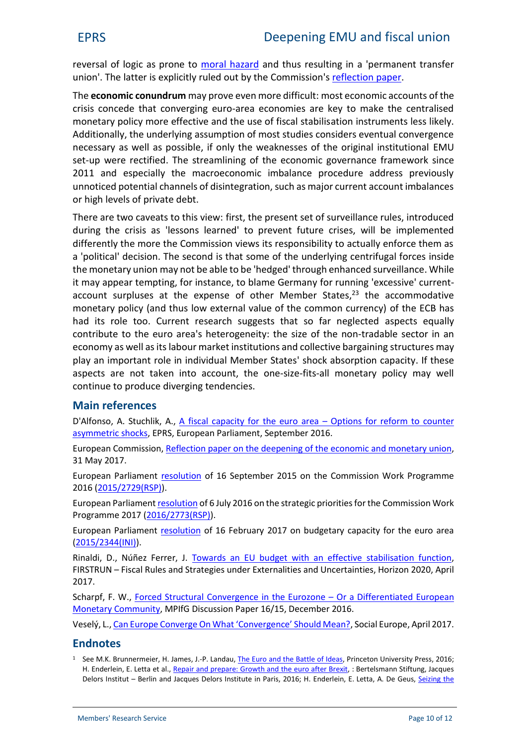reversal of logic as prone to moral hazard and thus resulting in a 'permanent transfer union'. The latter is explicitly ruled out by the Commission's reflection paper.

The **economic conundrum** may prove even more difficult: most economic accounts of the crisis concede that converging euro-area economies are key to make the centralised monetary policy more effective and the use of fiscal stabilisation instruments less likely. Additionally, the underlying assumption of most studies considers eventual convergence necessary as well as possible, if only the weaknesses of the original institutional EMU set-up were rectified. The streamlining of the economic governance framework since 2011 and especially the macroeconomic imbalance procedure address previously unnoticed potential channels of disintegration, such as major current account imbalances or high levels of private debt.

There are two caveats to this view: first, the present set of surveillance rules, introduced during the crisis as 'lessons learned' to prevent future crises, will be implemented differently the more the Commission views its responsibility to actually enforce them as a 'political' decision. The second is that some of the underlying centrifugal forces inside the monetary union may not be able to be 'hedged' through enhanced surveillance. While it may appear tempting, for instance, to blame Germany for running 'excessive' current-account surpluses at the expense of other Member States,[23] the accommodative monetary policy (and thus low external value of the common currency) of the ECB has had its role too. Current research suggests that so far neglected aspects equally contribute to the euro area's heterogeneity: the size of the non-tradable sector in an economy as well as its labour market institutions and collective bargaining structures may play an important role in individual Member States' shock absorption capacity. If these aspects are not taken into account, the one-size-fits-all monetary policy may well continue to produce diverging tendencies.

## Main references

D'Alfonso, A. Stuchlik, A., A fiscal capacity for the euro area – Options for reform to counter asymmetric shocks, EPRS, European Parliament, September 2016.

European Commission, Reflection paper on the deepening of the economic and monetary union, 31 May 2017.

European Parliament resolution of 16 September 2015 on the Commission Work Programme 2016 (2015/2729(RSP)).

European Parliament resolution of 6 July 2016 on the strategic priorities for the Commission Work Programme 2017 (2016/2773(RSP)).

European Parliament resolution of 16 February 2017 on budgetary capacity for the euro area (2015/2344(INI)).

Rinaldi, D., Núñez Ferrer, J. Towards an EU budget with an effective stabilisation function, FIRSTRUN – Fiscal Rules and Strategies under Externalities and Uncertainties, Horizon 2020, April 2017.

Scharpf, F. W., Forced Structural Convergence in the Eurozone – Or a Differentiated European Monetary Community, MPIfG Discussion Paper 16/15, December 2016.

Veselý, L., Can Europe Converge On What 'Convergence' Should Mean?, Social Europe, April 2017.

## Endnotes

[1] See M.K. Brunnermeier, H. James, J.-P. Landau, The Euro and the Battle of Ideas, Princeton University Press, 2016; H. Enderlein, E. Letta et al., Repair and prepare: Growth and the euro after Brexit, : Bertelsmann Stiftung, Jacques Delors Institut – Berlin and Jacques Delors Institute in Paris, 2016; H. Enderlein, E. Letta, A. De Geus, Seizing the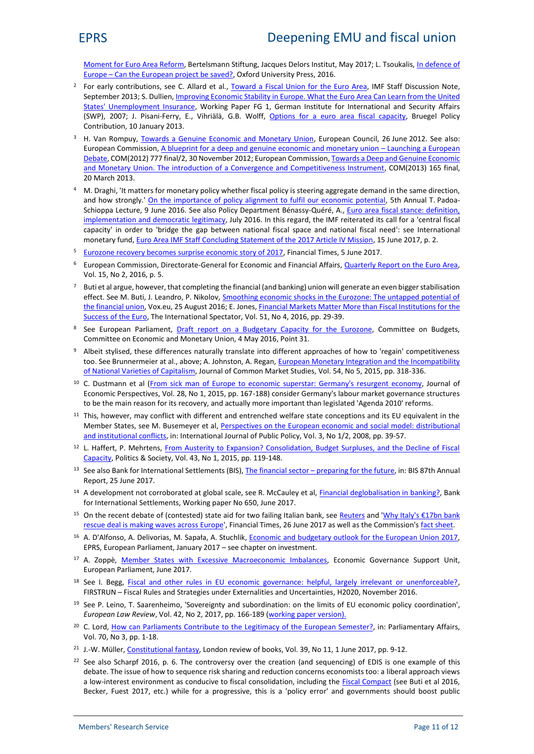Moment for Euro Area Reform, Bertelsmann Stiftung, Jacques Delors Institut, May 2017; L. Tsoukalis, In defence of Europe – Can the European project be saved?, Oxford University Press, 2016.

[2] For early contributions, see C. Allard et al., Toward a Fiscal Union for the Euro Area, IMF Staff Discussion Note, September 2013; S. Dullien, Improving Economic Stability in Europe. What the Euro Area Can Learn from the United States' Unemployment Insurance, Working Paper FG 1, German Institute for International and Security Affairs (SWP), 2007; J. Pisani-Ferry, E., Vihriälä, G.B. Wolff, Options for a euro area fiscal capacity, Bruegel Policy Contribution, 10 January 2013.

[3] H. Van Rompuy, Towards a Genuine Economic and Monetary Union, European Council, 26 June 2012. See also: European Commission, A blueprint for a deep and genuine economic and monetary union – Launching a European Debate, COM(2012) 777 final/2, 30 November 2012; European Commission, Towards a Deep and Genuine Economic and Monetary Union. The introduction of a Convergence and Competitiveness Instrument, COM(2013) 165 final, 20 March 2013.

[4] M. Draghi, 'It matters for monetary policy whether fiscal policy is steering aggregate demand in the same direction, and how strongly.' On the importance of policy alignment to fulfil our economic potential, 5th Annual T. Padoa-Schioppa Lecture, 9 June 2016. See also Policy Department Bénassy-Quéré, A., Euro area fiscal stance: definition, implementation and democratic legitimacy, July 2016. In this regard, the IMF reiterated its call for a 'central fiscal capacity' in order to 'bridge the gap between national fiscal space and national fiscal need': see International monetary fund, Euro Area IMF Staff Concluding Statement of the 2017 Article IV Mission, 15 June 2017, p. 2.

[5] Eurozone recovery becomes surprise economic story of 2017, Financial Times, 5 June 2017.

[6] European Commission, Directorate-General for Economic and Financial Affairs, Quarterly Report on the Euro Area, Vol. 15, No 2, 2016, p. 5.

[7] Buti et al argue, however, that completing the financial (and banking) union will generate an even bigger stabilisation effect. See M. Buti, J. Leandro, P. Nikolov, Smoothing economic shocks in the Eurozone: The untapped potential of the financial union, Vox.eu, 25 August 2016; E. Jones, Financial Markets Matter More than Fiscal Institutions for the Success of the Euro, The International Spectator, Vol. 51, No 4, 2016, pp. 29-39.

[8] See European Parliament, Draft report on a Budgetary Capacity for the Eurozone, Committee on Budgets, Committee on Economic and Monetary Union, 4 May 2016, Point 31.

[9] Albeit stylised, these differences naturally translate into different approaches of how to 'regain' competitiveness too. See Brunnermeier at al., above; A. Johnston, A. Regan, European Monetary Integration and the Incompatibility of National Varieties of Capitalism, Journal of Common Market Studies, Vol. 54, No 5, 2015, pp. 318-336.

[10] C. Dustmann et al (From sick man of Europe to economic superstar: Germany's resurgent economy, Journal of Economic Perspectives, Vol. 28, No 1, 2015, pp. 167-188) consider Germany's labour market governance structures to be the main reason for its recovery, and actually more important than legislated 'Agenda 2010' reforms.

[11] This, however, may conflict with different and entrenched welfare state conceptions and its EU equivalent in the Member States, see M. Busemeyer et al, Perspectives on the European economic and social model: distributional and institutional conflicts, in: International Journal of Public Policy, Vol. 3, No 1/2, 2008, pp. 39-57.

[12] L. Haffert, P. Mehrtens, From Austerity to Expansion? Consolidation, Budget Surpluses, and the Decline of Fiscal Capacity, Politics & Society, Vol. 43, No 1, 2015, pp. 119-148.

[13] See also Bank for International Settlements (BIS), The financial sector – preparing for the future, in: BIS 87th Annual Report, 25 June 2017.

[14] A development not corroborated at global scale, see R. McCauley et al, Financial deglobalisation in banking?, Bank for International Settlements, Working paper No 650, June 2017.

[15] On the recent debate of (contested) state aid for two failing Italian bank, see Reuters and 'Why Italy's €17bn bank rescue deal is making waves across Europe', Financial Times, 26 June 2017 as well as the Commission's fact sheet.

[16] A. D'Alfonso, A. Delivorias, M. Sapała, A. Stuchlik, Economic and budgetary outlook for the European Union 2017, EPRS, European Parliament, January 2017 – see chapter on investment.

[17] A. Zoppè, Member States with Excessive Macroeconomic Imbalances, Economic Governance Support Unit, European Parliament, June 2017.

[18] See I. Begg, Fiscal and other rules in EU economic governance: helpful, largely irrelevant or unenforceable?, FIRSTRUN – Fiscal Rules and Strategies under Externalities and Uncertainties, H2020, November 2016.

[19] See P. Leino, T. Saarenheimo, 'Sovereignty and subordination: on the limits of EU economic policy coordination', *European Law Review*, Vol. 42, No 2, 2017, pp. 166-189 (working paper version).

[20] C. Lord, How can Parliaments Contribute to the Legitimacy of the European Semester?, in: Parliamentary Affairs, Vol. 70, No 3, pp. 1-18.

[21] J.-W. Müller, Constitutional fantasy, London review of books, Vol. 39, No 11, 1 June 2017, pp. 9-12.

[22] See also Scharpf 2016, p. 6. The controversy over the creation (and sequencing) of EDIS is one example of this debate. The issue of how to sequence risk sharing and reduction concerns economists too: a liberal approach views a low-interest environment as conducive to fiscal consolidation, including the Fiscal Compact (see Buti et al 2016, Becker, Fuest 2017, etc.) while for a progressive, this is a 'policy error' and governments should boost public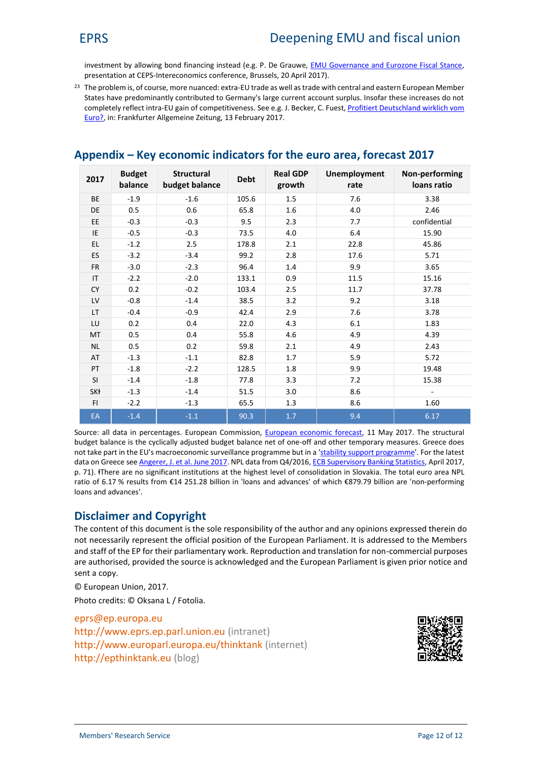investment by allowing bond financing instead (e.g. P. De Grauwe, [EMU Governance and Eurozone Fiscal Stance](), presentation at CEPS-Intereconomics conference, Brussels, 20 April 2017).

[23] The problem is, of course, more nuanced: extra-EU trade as well as trade with central and eastern European Member States have predominantly contributed to Germany's large current account surplus. Insofar these increases do not completely reflect intra-EU gain of competitiveness. See e.g. J. Becker, C. Fuest, [Profitiert Deutschland wirklich vom Euro?](), in: Frankfurter Allgemeine Zeitung, 13 February 2017.

## Appendix – Key economic indicators for the euro area, forecast 2017

| 2017 | Budget balance | Structural budget balance | Debt | Real GDP growth | Unemployment rate | Non-performing loans ratio |
|---|---|---|---|---|---|---|
| BE | -1.9 | -1.6 | 105.6 | 1.5 | 7.6 | 3.38 |
| DE | 0.5 | 0.6 | 65.8 | 1.6 | 4.0 | 2.46 |
| EE | -0.3 | -0.3 | 9.5 | 2.3 | 7.7 | confidential |
| IE | -0.5 | -0.3 | 73.5 | 4.0 | 6.4 | 15.90 |
| EL | -1.2 | 2.5 | 178.8 | 2.1 | 22.8 | 45.86 |
| ES | -3.2 | -3.4 | 99.2 | 2.8 | 17.6 | 5.71 |
| FR | -3.0 | -2.3 | 96.4 | 1.4 | 9.9 | 3.65 |
| IT | -2.2 | -2.0 | 133.1 | 0.9 | 11.5 | 15.16 |
| CY | 0.2 | -0.2 | 103.4 | 2.5 | 11.7 | 37.78 |
| LV | -0.8 | -1.4 | 38.5 | 3.2 | 9.2 | 3.18 |
| LT | -0.4 | -0.9 | 42.4 | 2.9 | 7.6 | 3.78 |
| LU | 0.2 | 0.4 | 22.0 | 4.3 | 6.1 | 1.83 |
| MT | 0.5 | 0.4 | 55.8 | 4.6 | 4.9 | 4.39 |
| NL | 0.5 | 0.2 | 59.8 | 2.1 | 4.9 | 2.43 |
| AT | -1.3 | -1.1 | 82.8 | 1.7 | 5.9 | 5.72 |
| PT | -1.8 | -2.2 | 128.5 | 1.8 | 9.9 | 19.48 |
| SI | -1.4 | -1.8 | 77.8 | 3.3 | 7.2 | 15.38 |
| SKǂ | -1.3 | -1.4 | 51.5 | 3.0 | 8.6 | - |
| FI | -2.2 | -1.3 | 65.5 | 1.3 | 8.6 | 1.60 |
| EA | -1.4 | -1.1 | 90.3 | 1.7 | 9.4 | 6.17 |

Source: all data in percentages. European Commission, [European economic forecast](), 11 May 2017. The structural budget balance is the cyclically adjusted budget balance net of one-off and other temporary measures. Greece does not take part in the EU's macroeconomic surveillance programme but in a '[stability support programme]()'. For the latest data on Greece see [Angerer, J. et al. June 2017](). NPL data from Q4/2016, [ECB Supervisory Banking Statistics](), April 2017, p. 71). ǂThere are no significant institutions at the highest level of consolidation in Slovakia. The total euro area NPL ratio of 6.17 % results from €14 251.28 billion in 'loans and advances' of which €879.79 billion are 'non-performing loans and advances'.

## Disclaimer and Copyright

The content of this document is the sole responsibility of the author and any opinions expressed therein do not necessarily represent the official position of the European Parliament. It is addressed to the Members and staff of the EP for their parliamentary work. Reproduction and translation for non-commercial purposes are authorised, provided the source is acknowledged and the European Parliament is given prior notice and sent a copy.

© European Union, 2017.

Photo credits: © Oksana L / Fotolia.

eprs@ep.europa.eu
http://www.eprs.ep.parl.union.eu (intranet)
http://www.europarl.europa.eu/thinktank (internet)
http://epthinktank.eu (blog)